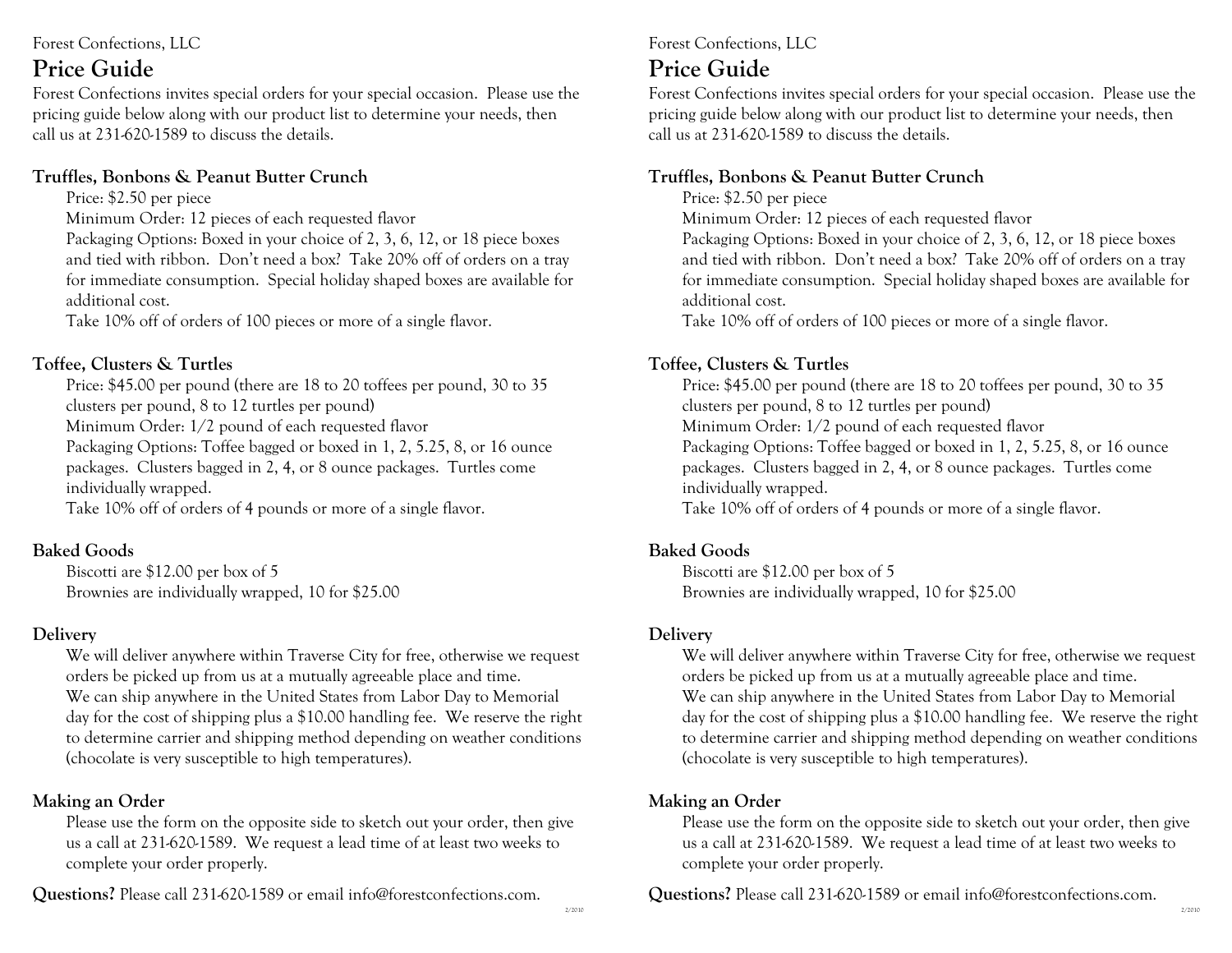Forest Confections, LLC

# Price Guide

Forest Confections invites special orders for your special occasion. Please use the pricing guide below along with our product list to determine your needs, then call us at 231-620-1589 to discuss the details.

## Truffles, Bonbons & Peanut Butter Crunch

Price: $2.50 per piece
Minimum Order: 12 pieces of each requested flavor
Packaging Options: Boxed in your choice of 2, 3, 6, 12, or 18 piece boxes and tied with ribbon. Don't need a box? Take 20% off of orders on a tray for immediate consumption. Special holiday shaped boxes are available for additional cost.
Take 10% off of orders of 100 pieces or more of a single flavor.

## Toffee, Clusters & Turtles

Price: $45.00 per pound (there are 18 to 20 toffees per pound, 30 to 35 clusters per pound, 8 to 12 turtles per pound)
Minimum Order: 1/2 pound of each requested flavor
Packaging Options: Toffee bagged or boxed in 1, 2, 5.25, 8, or 16 ounce packages. Clusters bagged in 2, 4, or 8 ounce packages. Turtles come individually wrapped.
Take 10% off of orders of 4 pounds or more of a single flavor.

## Baked Goods

Biscotti are $12.00 per box of 5
Brownies are individually wrapped, 10 for $25.00

## Delivery

We will deliver anywhere within Traverse City for free, otherwise we request orders be picked up from us at a mutually agreeable place and time.
We can ship anywhere in the United States from Labor Day to Memorial day for the cost of shipping plus a $10.00 handling fee. We reserve the right to determine carrier and shipping method depending on weather conditions (chocolate is very susceptible to high temperatures).

## Making an Order

Please use the form on the opposite side to sketch out your order, then give us a call at 231-620-1589. We request a lead time of at least two weeks to complete your order properly.

**Questions?** Please call 231-620-1589 or email info@forestconfections.com.

2/2010

Forest Confections, LLC

# Price Guide

Forest Confections invites special orders for your special occasion. Please use the pricing guide below along with our product list to determine your needs, then call us at 231-620-1589 to discuss the details.

## Truffles, Bonbons & Peanut Butter Crunch

Price: $2.50 per piece
Minimum Order: 12 pieces of each requested flavor
Packaging Options: Boxed in your choice of 2, 3, 6, 12, or 18 piece boxes and tied with ribbon. Don't need a box? Take 20% off of orders on a tray for immediate consumption. Special holiday shaped boxes are available for additional cost.
Take 10% off of orders of 100 pieces or more of a single flavor.

## Toffee, Clusters & Turtles

Price: $45.00 per pound (there are 18 to 20 toffees per pound, 30 to 35 clusters per pound, 8 to 12 turtles per pound)
Minimum Order: 1/2 pound of each requested flavor
Packaging Options: Toffee bagged or boxed in 1, 2, 5.25, 8, or 16 ounce packages. Clusters bagged in 2, 4, or 8 ounce packages. Turtles come individually wrapped.
Take 10% off of orders of 4 pounds or more of a single flavor.

## Baked Goods

Biscotti are $12.00 per box of 5
Brownies are individually wrapped, 10 for $25.00

## Delivery

We will deliver anywhere within Traverse City for free, otherwise we request orders be picked up from us at a mutually agreeable place and time.
We can ship anywhere in the United States from Labor Day to Memorial day for the cost of shipping plus a $10.00 handling fee. We reserve the right to determine carrier and shipping method depending on weather conditions (chocolate is very susceptible to high temperatures).

## Making an Order

Please use the form on the opposite side to sketch out your order, then give us a call at 231-620-1589. We request a lead time of at least two weeks to complete your order properly.

**Questions?** Please call 231-620-1589 or email info@forestconfections.com.

2/2010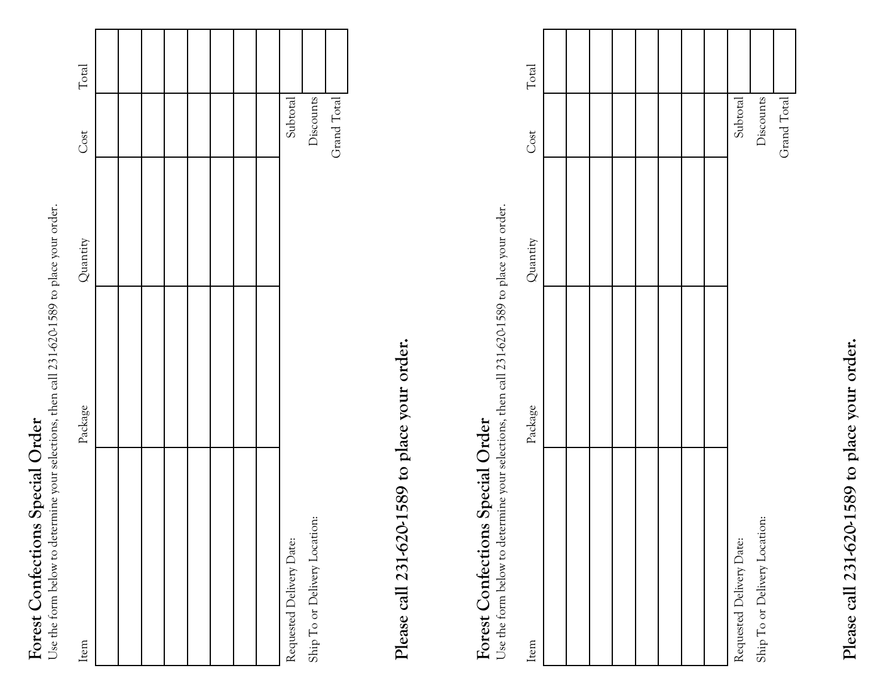# Forest Confections Special Order

Use the form below to determine your selections, then call 231-620-1589 to place your order.

| Item | Package | Quantity | Cost | Total |
|---|---|---|---|---|
| | | | | |
| | | | | |
| | | | | |
| | | | | |
| | | | | |
| | | | | |
| | | | | |
| | | | | |
| | | | Subtotal | |
| | | | Discounts | |
| | | | Grand Total | |

Requested Delivery Date:

Ship To or Delivery Location:

**Please call 231-620-1589 to place your order.**

# Forest Confections Special Order

Use the form below to determine your selections, then call 231-620-1589 to place your order.

| Item | Package | Quantity | Cost | Total |
|---|---|---|---|---|
| | | | | |
| | | | | |
| | | | | |
| | | | | |
| | | | | |
| | | | | |
| | | | | |
| | | | | |
| | | | Subtotal | |
| | | | Discounts | |
| | | | Grand Total | |

Requested Delivery Date:

Ship To or Delivery Location:

**Please call 231-620-1589 to place your order.**